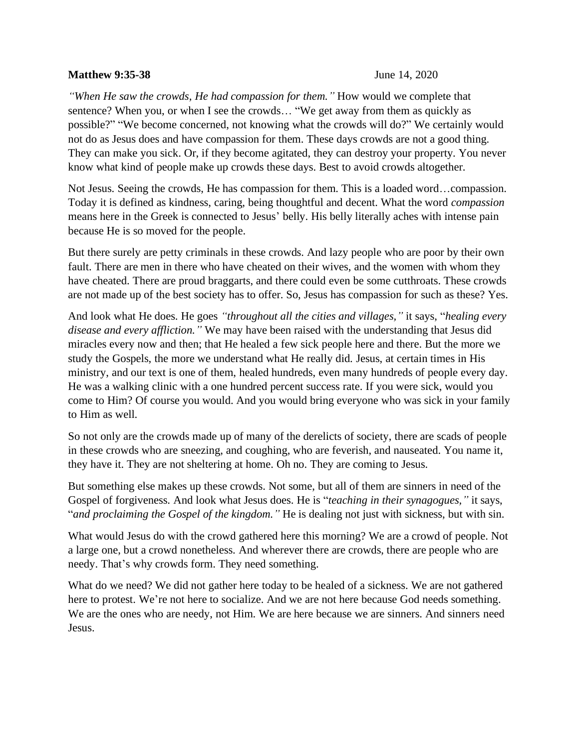**Matthew 9:35-38** June 14, 2020

*"When He saw the crowds, He had compassion for them."* How would we complete that sentence? When you, or when I see the crowds… "We get away from them as quickly as possible?" "We become concerned, not knowing what the crowds will do?" We certainly would not do as Jesus does and have compassion for them. These days crowds are not a good thing. They can make you sick. Or, if they become agitated, they can destroy your property. You never know what kind of people make up crowds these days. Best to avoid crowds altogether.

Not Jesus. Seeing the crowds, He has compassion for them. This is a loaded word…compassion. Today it is defined as kindness, caring, being thoughtful and decent. What the word *compassion* means here in the Greek is connected to Jesus' belly. His belly literally aches with intense pain because He is so moved for the people.

But there surely are petty criminals in these crowds. And lazy people who are poor by their own fault. There are men in there who have cheated on their wives, and the women with whom they have cheated. There are proud braggarts, and there could even be some cutthroats. These crowds are not made up of the best society has to offer. So, Jesus has compassion for such as these? Yes.

And look what He does. He goes *"throughout all the cities and villages,"* it says, "*healing every disease and every affliction."* We may have been raised with the understanding that Jesus did miracles every now and then; that He healed a few sick people here and there. But the more we study the Gospels, the more we understand what He really did. Jesus, at certain times in His ministry, and our text is one of them, healed hundreds, even many hundreds of people every day. He was a walking clinic with a one hundred percent success rate. If you were sick, would you come to Him? Of course you would. And you would bring everyone who was sick in your family to Him as well.

So not only are the crowds made up of many of the derelicts of society, there are scads of people in these crowds who are sneezing, and coughing, who are feverish, and nauseated. You name it, they have it. They are not sheltering at home. Oh no. They are coming to Jesus.

But something else makes up these crowds. Not some, but all of them are sinners in need of the Gospel of forgiveness. And look what Jesus does. He is "*teaching in their synagogues,"* it says, "*and proclaiming the Gospel of the kingdom."* He is dealing not just with sickness, but with sin.

What would Jesus do with the crowd gathered here this morning? We are a crowd of people. Not a large one, but a crowd nonetheless. And wherever there are crowds, there are people who are needy. That's why crowds form. They need something.

What do we need? We did not gather here today to be healed of a sickness. We are not gathered here to protest. We're not here to socialize. And we are not here because God needs something. We are the ones who are needy, not Him. We are here because we are sinners. And sinners need Jesus.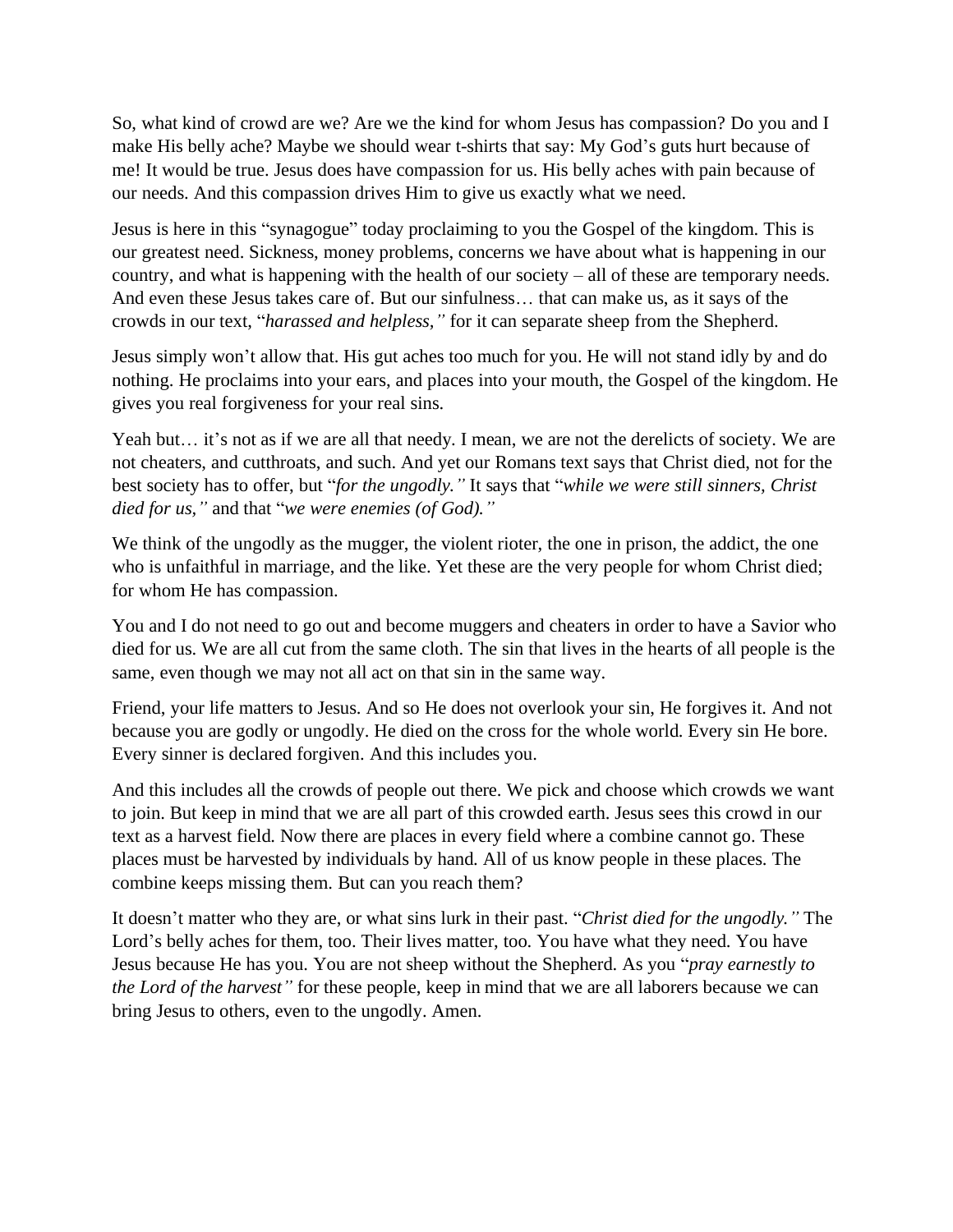So, what kind of crowd are we? Are we the kind for whom Jesus has compassion? Do you and I make His belly ache? Maybe we should wear t-shirts that say: My God's guts hurt because of me! It would be true. Jesus does have compassion for us. His belly aches with pain because of our needs. And this compassion drives Him to give us exactly what we need.

Jesus is here in this "synagogue" today proclaiming to you the Gospel of the kingdom. This is our greatest need. Sickness, money problems, concerns we have about what is happening in our country, and what is happening with the health of our society – all of these are temporary needs. And even these Jesus takes care of. But our sinfulness… that can make us, as it says of the crowds in our text, "*harassed and helpless,*" for it can separate sheep from the Shepherd.

Jesus simply won't allow that. His gut aches too much for you. He will not stand idly by and do nothing. He proclaims into your ears, and places into your mouth, the Gospel of the kingdom. He gives you real forgiveness for your real sins.

Yeah but… it's not as if we are all that needy. I mean, we are not the derelicts of society. We are not cheaters, and cutthroats, and such. And yet our Romans text says that Christ died, not for the best society has to offer, but "*for the ungodly.*" It says that "*while we were still sinners, Christ died for us,*" and that "*we were enemies (of God).*"

We think of the ungodly as the mugger, the violent rioter, the one in prison, the addict, the one who is unfaithful in marriage, and the like. Yet these are the very people for whom Christ died; for whom He has compassion.

You and I do not need to go out and become muggers and cheaters in order to have a Savior who died for us. We are all cut from the same cloth. The sin that lives in the hearts of all people is the same, even though we may not all act on that sin in the same way.

Friend, your life matters to Jesus. And so He does not overlook your sin, He forgives it. And not because you are godly or ungodly. He died on the cross for the whole world. Every sin He bore. Every sinner is declared forgiven. And this includes you.

And this includes all the crowds of people out there. We pick and choose which crowds we want to join. But keep in mind that we are all part of this crowded earth. Jesus sees this crowd in our text as a harvest field. Now there are places in every field where a combine cannot go. These places must be harvested by individuals by hand. All of us know people in these places. The combine keeps missing them. But can you reach them?

It doesn't matter who they are, or what sins lurk in their past. "*Christ died for the ungodly.*" The Lord's belly aches for them, too. Their lives matter, too. You have what they need. You have Jesus because He has you. You are not sheep without the Shepherd. As you "*pray earnestly to the Lord of the harvest*" for these people, keep in mind that we are all laborers because we can bring Jesus to others, even to the ungodly. Amen.